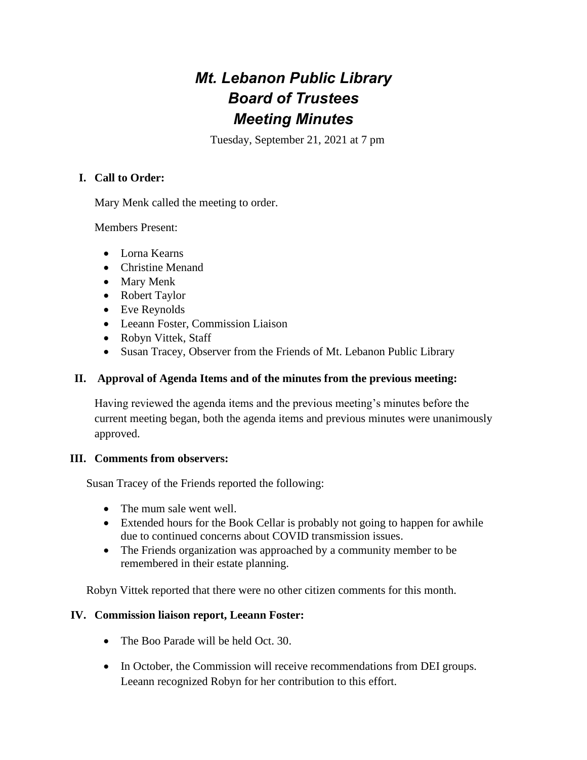# *Mt. Lebanon Public Library*
# *Board of Trustees*
# *Meeting Minutes*

Tuesday, September 21, 2021 at 7 pm

## I. Call to Order:

Mary Menk called the meeting to order.

Members Present:

- Lorna Kearns
- Christine Menand
- Mary Menk
- Robert Taylor
- Eve Reynolds
- Leeann Foster, Commission Liaison
- Robyn Vittek, Staff
- Susan Tracey, Observer from the Friends of Mt. Lebanon Public Library

## II. Approval of Agenda Items and of the minutes from the previous meeting:

Having reviewed the agenda items and the previous meeting's minutes before the current meeting began, both the agenda items and previous minutes were unanimously approved.

## III. Comments from observers:

Susan Tracey of the Friends reported the following:

- The mum sale went well.
- Extended hours for the Book Cellar is probably not going to happen for awhile due to continued concerns about COVID transmission issues.
- The Friends organization was approached by a community member to be remembered in their estate planning.

Robyn Vittek reported that there were no other citizen comments for this month.

## IV. Commission liaison report, Leeann Foster:

- The Boo Parade will be held Oct. 30.
- In October, the Commission will receive recommendations from DEI groups. Leeann recognized Robyn for her contribution to this effort.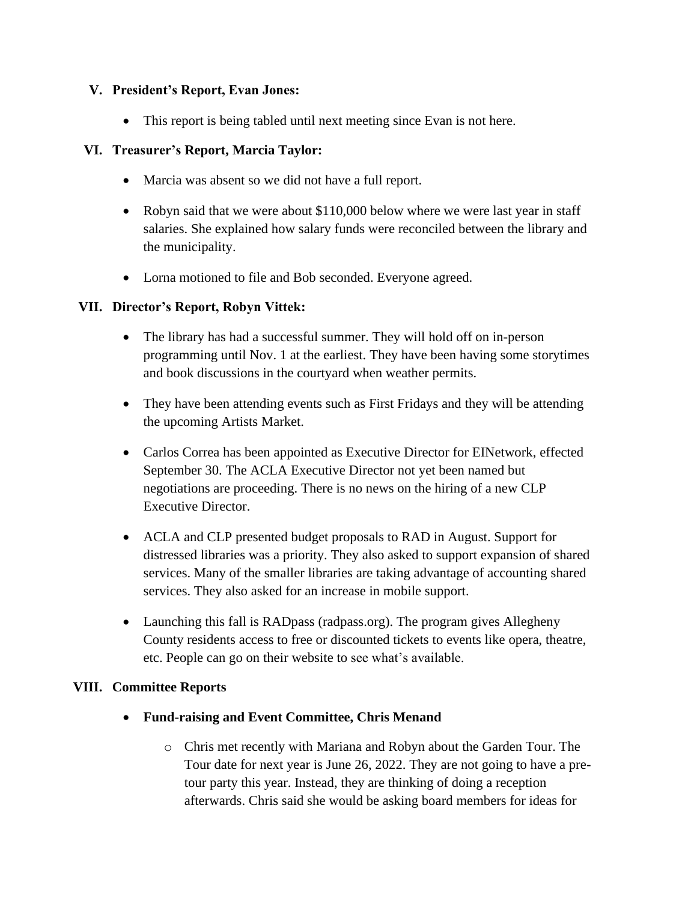V. **President's Report, Evan Jones:**

- This report is being tabled until next meeting since Evan is not here.

VI. **Treasurer's Report, Marcia Taylor:**

- Marcia was absent so we did not have a full report.
- Robyn said that we were about $110,000 below where we were last year in staff salaries. She explained how salary funds were reconciled between the library and the municipality.
- Lorna motioned to file and Bob seconded. Everyone agreed.

VII. **Director's Report, Robyn Vittek:**

- The library has had a successful summer. They will hold off on in-person programming until Nov. 1 at the earliest. They have been having some storytimes and book discussions in the courtyard when weather permits.
- They have been attending events such as First Fridays and they will be attending the upcoming Artists Market.
- Carlos Correa has been appointed as Executive Director for EINetwork, effected September 30. The ACLA Executive Director not yet been named but negotiations are proceeding. There is no news on the hiring of a new CLP Executive Director.
- ACLA and CLP presented budget proposals to RAD in August. Support for distressed libraries was a priority. They also asked to support expansion of shared services. Many of the smaller libraries are taking advantage of accounting shared services. They also asked for an increase in mobile support.
- Launching this fall is RADpass (radpass.org). The program gives Allegheny County residents access to free or discounted tickets to events like opera, theatre, etc. People can go on their website to see what's available.

VIII. **Committee Reports**

- **Fund-raising and Event Committee, Chris Menand**
  - Chris met recently with Mariana and Robyn about the Garden Tour. The Tour date for next year is June 26, 2022. They are not going to have a pre-tour party this year. Instead, they are thinking of doing a reception afterwards. Chris said she would be asking board members for ideas for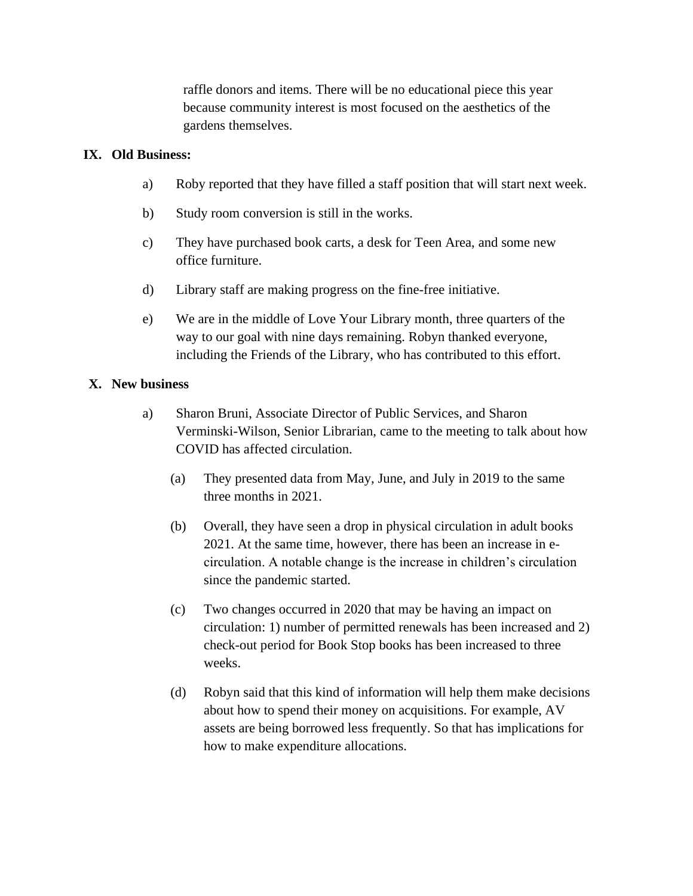raffle donors and items. There will be no educational piece this year because community interest is most focused on the aesthetics of the gardens themselves.

**IX. Old Business:**

a) Roby reported that they have filled a staff position that will start next week.

b) Study room conversion is still in the works.

c) They have purchased book carts, a desk for Teen Area, and some new office furniture.

d) Library staff are making progress on the fine-free initiative.

e) We are in the middle of Love Your Library month, three quarters of the way to our goal with nine days remaining. Robyn thanked everyone, including the Friends of the Library, who has contributed to this effort.

**X. New business**

a) Sharon Bruni, Associate Director of Public Services, and Sharon Verminski-Wilson, Senior Librarian, came to the meeting to talk about how COVID has affected circulation.

  (a) They presented data from May, June, and July in 2019 to the same three months in 2021.

  (b) Overall, they have seen a drop in physical circulation in adult books 2021. At the same time, however, there has been an increase in e-circulation. A notable change is the increase in children's circulation since the pandemic started.

  (c) Two changes occurred in 2020 that may be having an impact on circulation: 1) number of permitted renewals has been increased and 2) check-out period for Book Stop books has been increased to three weeks.

  (d) Robyn said that this kind of information will help them make decisions about how to spend their money on acquisitions. For example, AV assets are being borrowed less frequently. So that has implications for how to make expenditure allocations.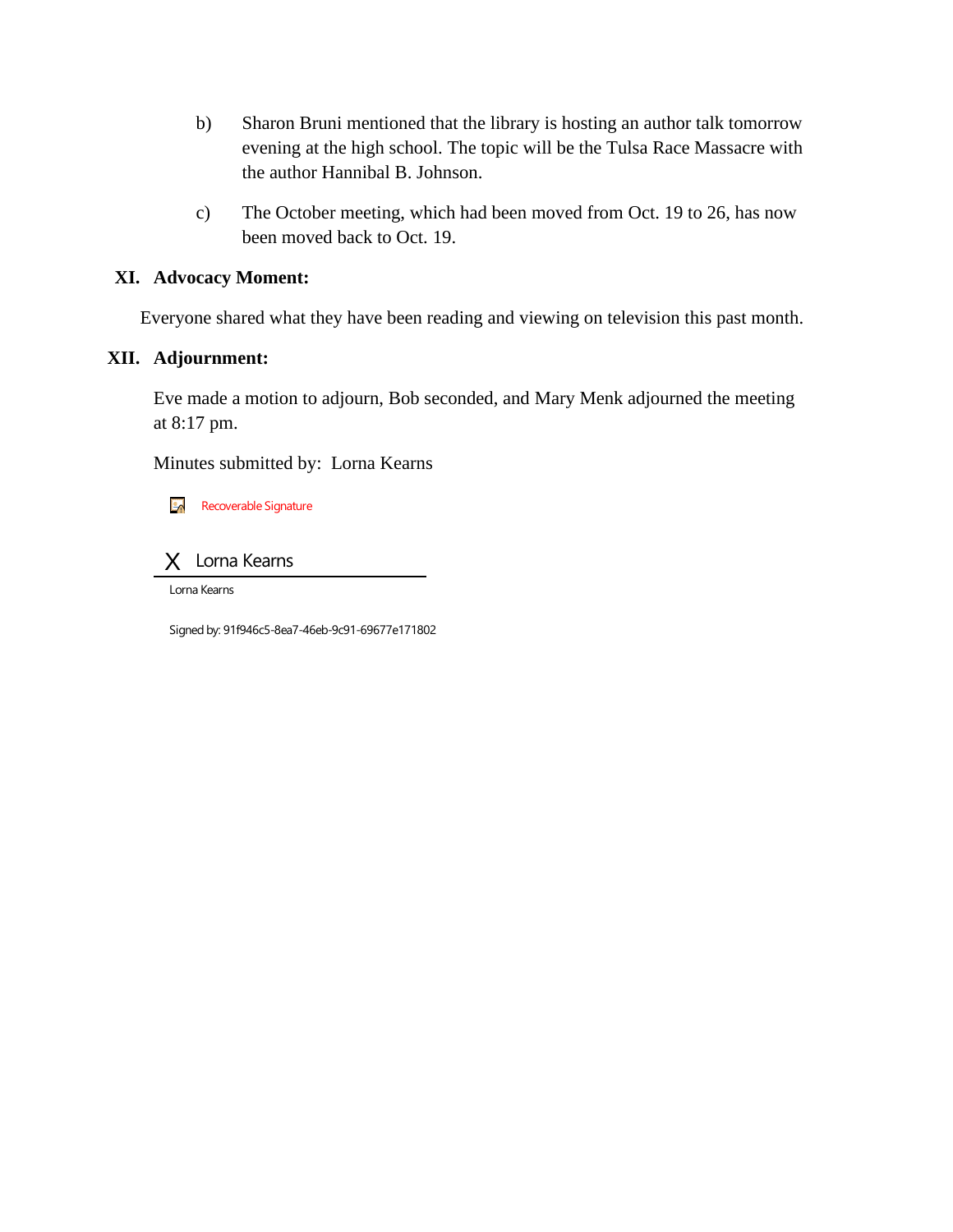b) Sharon Bruni mentioned that the library is hosting an author talk tomorrow evening at the high school. The topic will be the Tulsa Race Massacre with the author Hannibal B. Johnson.

c) The October meeting, which had been moved from Oct. 19 to 26, has now been moved back to Oct. 19.

## XI. Advocacy Moment:

Everyone shared what they have been reading and viewing on television this past month.

## XII. Adjournment:

Eve made a motion to adjourn, Bob seconded, and Mary Menk adjourned the meeting at 8:17 pm.

Minutes submitted by: Lorna Kearns

Recoverable Signature

X Lorna Kearns

Lorna Kearns

Signed by: 91f946c5-8ea7-46eb-9c91-69677e171802